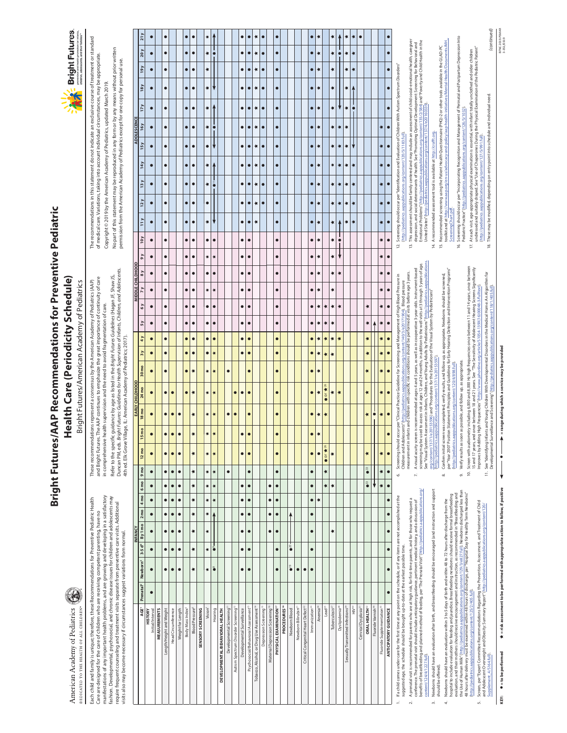# Bright Futures/AAP Recommendations for Preventive Pediatric Health Care (Periodicity Schedule)

Bright Futures/American Academy of Pediatrics

American Academy of Pediatrics
DEDICATED TO THE HEALTH OF ALL CHILDREN®

**Bright Futures.** prevention and health promotion for infants, children, adolescents, and their families™

Each child and family is unique; therefore, these Recommendations for Preventive Pediatric Health Care are designed for the care of children who are receiving competent parenting, have no manifestations of any important health problems, and are growing and developing in a satisfactory fashion. Developmental, psychosocial, and chronic disease issues for children and adolescents may require frequent counseling and treatment visits separate from preventive care visits. Additional visits also may become necessary if circumstances suggest variations from normal.

These recommendations represent a consensus by the American Academy of Pediatrics (AAP) and Bright Futures. The AAP continues to emphasize the great importance of continuity of care in comprehensive health supervision and the need to avoid fragmentation of care.

Refer to the specific guidance by age as listed in the *Bright Futures Guidelines* (Hagan JF, Shaw JS, Duncan PM, eds. *Bright Futures: Guidelines for Health Supervision of Infants, Children, and Adolescents.* 4th ed. Elk Grove Village, IL: American Academy of Pediatrics; 2017).

The recommendations in this statement do not indicate an exclusive course of treatment or standard of medical care. Variations, taking into account individual circumstances, may be appropriate.

Copyright © 2019 by the American Academy of Pediatrics, updated March 2019.

No part of this statement may be reproduced in any form or by any means without prior written permission from the American Academy of Pediatrics except for one copy for personal use.

| | INFANCY | | | | | | | | EARLY CHILDHOOD | | | | | | | MIDDLE CHILDHOOD | | | | | | ADOLESCENCE | | | | | | | | | | |
|---|---|---|---|---|---|---|---|---|---|---|---|---|---|---|---|---|---|---|---|---|---|---|---|---|---|---|---|---|---|---|---|---|
| **AGE[1]** | Prenatal[2] | Newborn[3] | 3-5 d[4] | By 1 mo | 2 mo | 4 mo | 6 mo | 9 mo | 12 mo | 15 mo | 18 mo | 24 mo | 30 mo | 3 y | 4 y | 5 y | 6 y | 7 y | 8 y | 9 y | 10 y | 11 y | 12 y | 13 y | 14 y | 15 y | 16 y | 17 y | 18 y | 19 y | 20 y | 21 y |
| **HISTORY** Initial/Interval | ● | ● | ● | ● | ● | ● | ● | ● | ● | ● | ● | ● | ● | ● | ● | ● | ● | ● | ● | ● | ● | ● | ● | ● | ● | ● | ● | ● | ● | ● | ● | ● |
| **MEASUREMENTS** | | | | | | | | | | | | | | | | | | | | | | | | | | | | | | | | |
| Length/Height and Weight | | ● | ● | ● | ● | ● | ● | ● | ● | ● | ● | ● | ● | ● | ● | ● | ● | ● | ● | ● | ● | ● | ● | ● | ● | ● | ● | ● | ● | ● | ● | ● |
| Head Circumference | | ● | ● | ● | ● | ● | ● | ● | ● | ● | ● | ● | | | | | | | | | | | | | | | | | | | | |
| Weight for Length | | ● | ● | ● | ● | ● | ● | ● | ● | ● | ● | | | | | | | | | | | | | | | | | | | | | |
| Body Mass Index[5] | | | | | | | | | | | | ● | ● | ● | ● | ● | ● | ● | ● | ● | ● | ● | ● | ● | ● | ● | ● | ● | ● | ● | ● | ● |
| Blood Pressure[6] | | ★ | ★ | ★ | ★ | ★ | ★ | ★ | ★ | ★ | ★ | ★ | ★ | ● | ● | ● | ● | ● | ● | ● | ● | ● | ● | ● | ● | ● | ● | ● | ● | ● | ● | ● |
| **SENSORY SCREENING** | | | | | | | | | | | | | | | | | | | | | | | | | | | | | | | | |
| Vision[7] | | ★ | ★ | ★ | ★ | ★ | ★ | ★ | ★ | ★ | ★ | ★ | ★ | ● | ● | ● | ● | ★ | ● | ★ | ● | ★ | ● | ★ | ★ | ● | ★ | ★ | ★ | ★ | ★ | ★ |
| Hearing | | ●[8] | ●[9] ← | → | → | ★ | ★ | ★ | ★ | ★ | ★ | ★ | ★ | ★ | ● | ● | ● | ★ | ● | ★ | ★ | ← | | ●[10] | → | ← | ● | → | ← | | ● | → |
| **DEVELOPMENTAL/BEHAVIORAL HEALTH** | | | | | | | | | | | | | | | | | | | | | | | | | | | | | | | | |
| Developmental Screening[11] | | | | | | | | ● | | | ● | | ● | | | | | | | | | | | | | | | | | | | |
| Autism Spectrum Disorder Screening[12] | | | | | | | | | | | ● | ● | | | | | | | | | | | | | | | | | | | | |
| Developmental Surveillance | | ● | ● | ● | ● | ● | ● | | ● | ● | | ● | | ● | ● | ● | ● | ● | ● | ● | ● | ● | ● | ● | ● | ● | ● | ● | ● | ● | ● | ● |
| Psychosocial/Behavioral Assessment[13] | | ● | ● | ● | ● | ● | ● | ● | ● | ● | ● | ● | ● | ● | ● | ● | ● | ● | ● | ● | ● | ● | ● | ● | ● | ● | ● | ● | ● | ● | ● | ● |
| Tobacco, Alcohol, or Drug Use Assessment[14] | | | | | | | | | | | | | | | | | | | | | | ★ | ★ | ★ | ★ | ★ | ★ | ★ | ★ | ★ | ★ | ★ |
| Depression Screening[15] | | | | | | | | | | | | | | | | | | | | | | | ● | ● | ● | ● | ● | ● | ● | ● | ● | ● |
| Maternal Depression Screening[16] | | | | ● | ● | ● | ● | | | | | | | | | | | | | | | | | | | | | | | | | |
| **PHYSICAL EXAMINATION[17]** | | ● | ● | ● | ● | ● | ● | ● | ● | ● | ● | ● | ● | ● | ● | ● | ● | ● | ● | ● | ● | ● | ● | ● | ● | ● | ● | ● | ● | ● | ● | ● |
| **PROCEDURES[18]** | | | | | | | | | | | | | | | | | | | | | | | | | | | | | | | | |
| Newborn Blood | | ●[19] | ●[20] ← | | → | | | | | | | | | | | | | | | | | | | | | | | | | | | |
| Newborn Bilirubin[21] | | ● | | | | | | | | | | | | | | | | | | | | | | | | | | | | | | |
| Critical Congenital Heart Defect[22] | | ● | | | | | | | | | | | | | | | | | | | | | | | | | | | | | | |
| Immunization[23] | | ● | ● | ● | ● | ● | ● | ● | ● | ● | ● | ● | ● | ● | ● | ● | ● | ● | ● | ● | ● | ● | ● | ● | ● | ● | ● | ● | ● | ● | ● | ● |
| Anemia[24] | | | | | | ★ | | | ● | ★ | ★ | ★ | ★ | ★ | ★ | ★ | ★ | ★ | ★ | ★ | ★ | ★ | ★ | ★ | ★ | ★ | ★ | ★ | ★ | ★ | ★ | ★ |
| Lead[25] | | | | | | | ★ | ★ | ● or ★[26] | | ★ | ● or ★[26] | | ★ | ★ | ★ | ★ | | | | | | | | | | | | | | | |
| Tuberculosis[27] | | | | ★ | | | ★ | | ★ | | | ★ | | ★ | ★ | ★ | ★ | ★ | ★ | ★ | ★ | ★ | ★ | ★ | ★ | ★ | ★ | ★ | ★ | ★ | ★ | ★ |
| Dyslipidemia[28] | | | | | | | | | | | | ★ | | | ★ | | ★ | | ★ | ← | ● | → | ★ | ★ | ★ | ★ | ★ | ← | | ● | | → |
| Sexually Transmitted Infections[29] | | | | | | | | | | | | | | | | | | | | | | ★ | ★ | ★ | ★ | ★ | ★ | ★ | ★ | ★ | ★ | ★ |
| HIV[30] | | | | | | | | | | | | | | | | | | | | | | ★ | ★ | ★ | ★ | ← | | ● | → | ★ | ★ | ★ |
| Cervical Dysplasia[31] | | | | | | | | | | | | | | | | | | | | | | | | | | | | | | | | ● |
| **ORAL HEALTH[32]** | | | | | | | ●[33] | ●[33] | ★ | | ★ | ★ | ★ | ★ | ★ | ★ | ★ | | | | | | | | | | | | | | | |
| Fluoride Varnish[34] | | | | | | | ← | | | | ● | | | | | → | | | | | | | | | | | | | | | | |
| Fluoride Supplementation[35] | | | | | | | ★ | ★ | ★ | | ★ | ★ | ★ | ★ | ★ | ★ | ★ | ★ | ★ | ★ | ★ | ★ | ★ | ★ | ★ | ★ | ★ | | | | | |
| **ANTICIPATORY GUIDANCE** | ● | ● | ● | ● | ● | ● | ● | ● | ● | ● | ● | ● | ● | ● | ● | ● | ● | ● | ● | ● | ● | ● | ● | ● | ● | ● | ● | ● | ● | ● | ● | ● |

1. If a child comes under care for the first time at any point on the schedule, or if any items are not accomplished at the suggested age, the schedule should be brought up-to-date at the earliest possible time.
2. A prenatal visit is recommended for parents who are at high risk, for first-time parents, and for those who request a conference. The prenatal visit should include anticipatory guidance, pertinent medical history, and a discussion of benefits of breastfeeding and planned method of feeding, per "The Prenatal Visit" (http://pediatrics.aappublications.org/content/124/4/1227.full).
3. Newborns should have an evaluation after birth, and breastfeeding should be encouraged (and instruction and support should be offered).
4. Newborns should have an evaluation within 3 to 5 days of birth and within 48 to 72 hours after discharge from the hospital to include evaluation for feeding and jaundice. Breastfeeding newborns should receive formal breastfeeding evaluation, and their mothers should receive encouragement and instruction, as recommended in "Breastfeeding and the Use of Human Milk" (http://pediatrics.aappublications.org/content/129/3/e827.full). Newborns discharged less than 48 hours after delivery must be examined within 48 hours of discharge, per "Hospital Stay for Healthy Term Newborns" (http://pediatrics.aappublications.org/content/125/2/405.full).
5. Screen, per "Expert Committee Recommendations Regarding the Prevention, Assessment, and Treatment of Child and Adolescent Overweight and Obesity: Summary Report" (http://pediatrics.aappublications.org/content/120/Supplement_4/S164.full).
6. Screening should occur per "Clinical Practice Guideline for Screening and Management of High Blood Pressure in Children and Adolescents" (http://pediatrics.aappublications.org/content/140/3/e20171904). Blood pressure measurement in infants and children with specific risk conditions should be performed at visits before age 3 years.
7. A visual acuity screen is recommended at ages 4 and 5 years, as well as in cooperative 3-year-olds. Instrument-based screening may be used to assess risk at ages 12 and 24 months, in addition to the well visits at 3 through 5 years of age. See "Visual System Assessment in Infants, Children, and Young Adults by Pediatricians" (http://pediatrics.aappublications.org/content/137/1/e20153596) and "Procedures for the Evaluation of the Visual System by Pediatricians" (http://pediatrics.aappublications.org/content/137/1/e20153597).
8. Confirm initial screen was completed, verify results, and follow up, as appropriate. Newborns should be screened, per "Year 2007 Position Statement: Principles and Guidelines for Early Hearing Detection and Intervention Programs" (http://pediatrics.aappublications.org/content/120/4/898.full).
9. Verify results as soon as possible, and follow up, as appropriate.
10. Screen with audiometry including 6,000 and 8,000 Hz high frequencies once between 11 and 14 years, once between 15 and 17 years, and once between 18 and 21 years. See "The Sensitivity of Adolescent Hearing Screens Significantly Improves by Adding High Frequencies" (http://www.jahonline.org/article/S1054-139X(16)00048-3/fulltext).
11. See "Identifying Infants and Young Children With Developmental Disorders in the Medical Home: An Algorithm for Developmental Surveillance and Screening" (http://pediatrics.aappublications.org/content/118/1/405.full).
12. Screening should occur per "Identification and Evaluation of Children With Autism Spectrum Disorders" (http://pediatrics.aappublications.org/content/120/5/1183.full).
13. This assessment should be family centered and may include an assessment of child social-emotional health, caregiver depression, and social determinants of health. See "Promoting Optimal Development: Screening for Behavioral and Emotional Problems" (http://pediatrics.aappublications.org/content/135/2/384) and "Poverty and Child Health in the United States" (http://pediatrics.aappublications.org/content/137/4/e20160339).
14. A recommended assessment tool is available at http://crafft.org.
15. Recommended screening using the Patient Health Questionnaire (PHQ)-2 or other tools available in the GLAD-PC toolkit and at https://www.aap.org/en-us/advocacy-and-policy/aap-health-initiatives/Mental-Health/Documents/MH_ScreeningChart.pdf.
16. Screening should occur per "Incorporating Recognition and Management of Perinatal and Postpartum Depression Into Pediatric Practice" (http://pediatrics.aappublications.org/content/126/5/1032).
17. At each visit, age-appropriate physical examination is essential, with infant totally unclothed and older children undressed and suitably draped. See "Use of Chaperones During the Physical Examination of the Pediatric Patient" (http://pediatrics.aappublications.org/content/127/5/991.full).
18. These may be modified, depending on entry point into schedule and individual need.

**KEY:** ● = to be performed   ★ = risk assessment to be performed with appropriate action to follow, if positive   ←●→ = range during which a service may be provided

*(continued)*

BFNC.2019.PSMAA 3-352/0319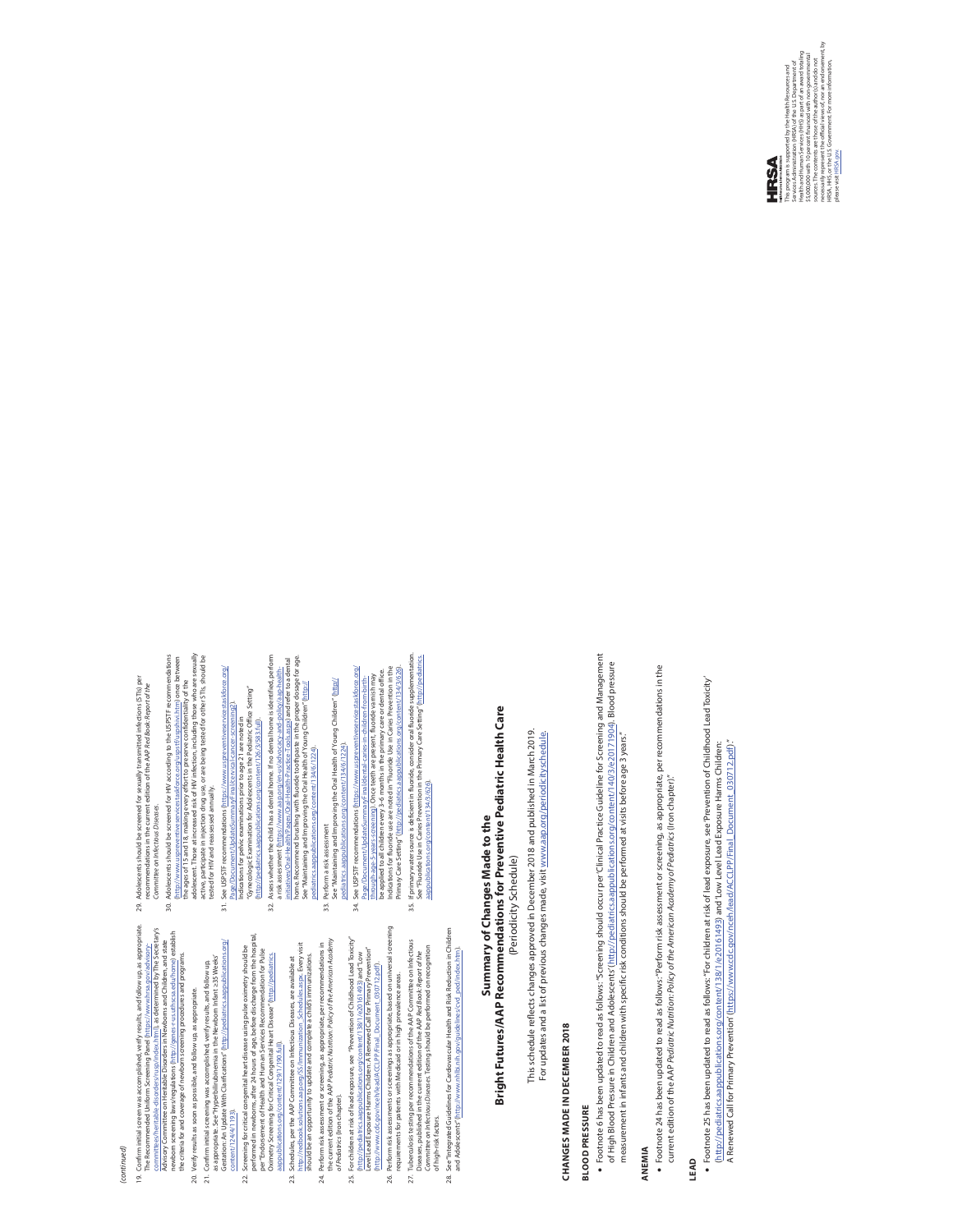*(continued)*

19. Confirm initial screen was accomplished, verify results, and follow up, as appropriate. The Recommended Uniform Screening Panel (https://www.hrsa.gov/advisory-committees/heritable-disorders/rusp/index.html), as determined by The Secretary's Advisory Committee on Heritable Disorders in Newborns and Children, and state newborn screening laws/regulations (http://genes-r-us.uthscsa.edu/sites/genes-r-us/files/nbsdisorders.pdf) establish the criteria for and coverage of newborn screening procedures and programs.
20. Verify results as soon as possible, and follow up, as appropriate.
21. Confirm initial screening was accomplished, verify results, and follow up, as appropriate. See "Hyperbilirubinemia in the Newborn Infant ≥35 Weeks' Gestation: An Update With Clarifications" (http://pediatrics.aappublications.org/content/124/4/1193).
22. Screening for critical congenital heart disease using pulse oximetry should be performed in newborns, after 24 hours of age, before discharge from the hospital, per "Endorsement of Health and Human Services Recommendation for Pulse Oximetry Screening for Critical Congenital Heart Disease" (http://pediatrics.aappublications.org/content/129/1/190.full).
23. Schedules, per the AAP Committee on Infectious Diseases, are available at http://redbook.solutions.aap.org/SS/Immunization_Schedules.aspx. Every visit should be an opportunity to update and complete a child's immunizations.
24. Perform risk assessment or screening, as appropriate, per recommendations in the current edition of the AAP *Pediatric Nutrition: Policy of the American Academy of Pediatrics* (Iron chapter).
25. For children at risk of lead exposure, see "Prevention of Childhood Lead Toxicity" (http://pediatrics.aappublications.org/content/138/1/e20161493) and "Low Level Lead Exposure Harms Children: A Renewed Call for Primary Prevention" (http://www.cdc.gov/nceh/lead/ACCLPP/Final_Document_030712.pdf).
26. Perform risk assessments or screenings as appropriate, based on universal screening requirements for patients with Medicaid or in high prevalence areas.
27. Tuberculosis testing per recommendations of the AAP Committee on Infectious Diseases, published in the current edition of the AAP *Red Book: Report of the Committee on Infectious Diseases*. Testing should be performed on recognition of high-risk factors.
28. See "Integrated Guidelines for Cardiovascular Health and Risk Reduction in Children and Adolescents" (http://www.nhlbi.nih.gov/guidelines/cvd_ped/index.htm).
29. Adolescents should be screened for sexually transmitted infections (STIs) per recommendations in the current edition of the AAP *Red Book: Report of the Committee on Infectious Diseases*.
30. Adolescents should be screened for HIV according to the USPSTF recommendations (http://www.uspreventiveservicestaskforce.org/uspstf/uspshivi.htm) once between the ages of 15 and 18, making every effort to preserve confidentiality of the adolescent. Those at increased risk of HIV infection, including those who are sexually active, participate in injection drug use, or are being tested for other STIs, should be tested for HIV and reassessed annually.
31. See USPSTF recommendations (https://www.uspreventiveservicestaskforce.org/Page/Document/UpdateSummaryFinal/cervical-cancer-screening). Indications for pelvic examinations prior to age 21 are noted in "Gynecologic Examination for Adolescents in the Pediatric Office Setting" (http://pediatrics.aappublications.org/content/126/3/583.full).
32. Assess whether the child has a dental home. If no dental home is identified, perform a risk assessment (https://www.aap.org/en-us/advocacy-and-policy/aap-health-initiatives/Oral-Health/Pages/Oral-Health-Practice-Tools.aspx) and refer to a dental home. Recommend brushing with fluoride toothpaste in the proper dosage for age. See "Maintaining and Improving the Oral Health of Young Children" (http://pediatrics.aappublications.org/content/134/6/1224).
33. Perform a risk assessment. See "Maintaining and Improving the Oral Health of Young Children" (http://pediatrics.aappublications.org/content/134/6/1224).
34. See USPSTF recommendations (https://www.uspreventiveservicestaskforce.org/Page/Document/UpdateSummaryFinal/dental-caries-in-children-from-birth-through-age-5-years-screening). Once teeth are present, fluoride varnish may be applied to all children every 3–6 months in the primary care or dental office. Indications for fluoride use are noted in "Fluoride Use in Caries Prevention in the Primary Care Setting" (http://pediatrics.aappublications.org/content/134/3/626).
35. If primary water source is deficient in fluoride, consider oral fluoride supplementation. See "Fluoride Use in Caries Prevention in the Primary Care Setting" (http://pediatrics.aappublications.org/content/134/3/626).

## Summary of Changes Made to the Bright Futures/AAP Recommendations for Preventive Pediatric Health Care

(Periodicity Schedule)

This schedule reflects changes approved in December 2018 and published in March 2019.
For updates and a list of previous changes made, visit www.aap.org/periodicityschedule.

### CHANGES MADE IN DECEMBER 2018

#### BLOOD PRESSURE

- Footnote 6 has been updated to read as follows: "Screening should occur per 'Clinical Practice Guideline for Screening and Management of High Blood Pressure in Children and Adolescents' (http://pediatrics.aappublications.org/content/140/3/e20171904). Blood pressure measurement in infants and children with specific risk conditions should be performed at visits before age 3 years."

#### ANEMIA

- Footnote 24 has been updated to read as follows: "Perform risk assessment or screening, as appropriate, per recommendations in the current edition of the AAP *Pediatric Nutrition: Policy of the American Academy of Pediatrics* (Iron chapter)."

#### LEAD

- Footnote 25 has been updated to read as follows: "For children at risk of lead exposure, see 'Prevention of Childhood Lead Toxicity' (http://pediatrics.aappublications.org/content/138/1/e20161493) and 'Low Level Lead Exposure Harms Children: A Renewed Call for Primary Prevention' (https://www.cdc.gov/nceh/lead/ACCLPP/Final_Document_030712.pdf)."

HRSA

This program is supported by the Health Resources and Services Administration (HRSA) of the U.S. Department of Health and Human Services (HHS) as part of an award totaling $5,000,000 with 10 percent financed with non-governmental sources. The contents are those of the author(s) and do not necessarily represent the official views of, nor an endorsement, by HRSA, HHS, or the U.S. Government. For more information, please visit HRSA.gov.